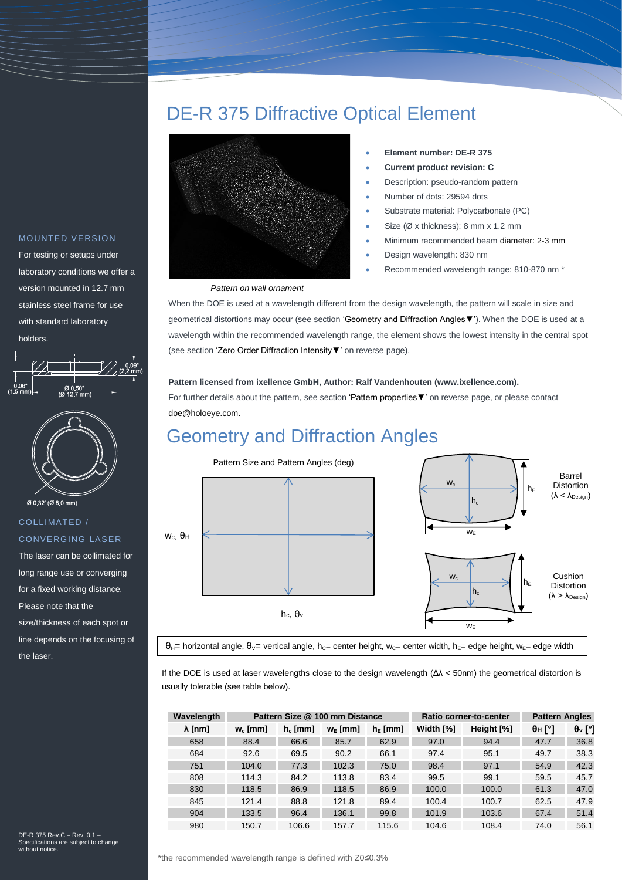# DE-R 375 Diffractive Optical Element

- **Element number: DE-R 375**
- **Current product revision: C**
- Description: pseudo-random pattern
- Number of dots: 29594 dots
- Substrate material: Polycarbonate (PC)
- Size (Ø x thickness): 8 mm x 1.2 mm
- Minimum recommended beam diameter: 2-3 mm
- Design wavelength: 830 nm
- Recommended wavelength range: 810-870 nm *

*Pattern on wall ornament*

When the DOE is used at a wavelength different from the design wavelength, the pattern will scale in size and geometrical distortions may occur (see section 'Geometry and Diffraction Angles▼'). When the DOE is used at a wavelength within the recommended wavelength range, the element shows the lowest intensity in the central spot (see section 'Zero Order Diffraction Intensity▼' on reverse page).

**Pattern licensed from ixellence GmbH, Author: Ralf Vandenhouten (www.ixellence.com).**

For further details about the pattern, see section 'Pattern properties▼' on reverse page, or please contact doe@holoeye.com.

### MOUNTED VERSION

For testing or setups under laboratory conditions we offer a version mounted in 12.7 mm stainless steel frame for use with standard laboratory holders.

0,09" (2,2 mm)
0,06" (1,5 mm)
Ø 0,50" (Ø 12,7 mm)
Ø 0,32" (Ø 8,0 mm)

### COLLIMATED / CONVERGING LASER

The laser can be collimated for long range use or converging for a fixed working distance. Please note that the size/thickness of each spot or line depends on the focusing of the laser.

## Geometry and Diffraction Angles

Pattern Size and Pattern Angles (deg)

$w_c$, $\theta_H$

$h_c$, $\theta_V$

Barrel Distortion ($\lambda < \lambda_{Design}$)

Cushion Distortion ($\lambda > \lambda_{Design}$)

$\theta_H$= horizontal angle, $\theta_V$= vertical angle, $h_c$= center height, $w_c$= center width, $h_E$= edge height, $w_E$= edge width

If the DOE is used at laser wavelengths close to the design wavelength (Δλ < 50nm) the geometrical distortion is usually tolerable (see table below).

| Wavelength | Pattern Size @ 100 mm Distance | | | | Ratio corner-to-center | | Pattern Angles | |
|---|---|---|---|---|---|---|---|---|
| λ [nm] | $w_c$ [mm] | $h_c$ [mm] | $w_E$ [mm] | $h_E$ [mm] | Width [%] | Height [%] | $\theta_H$ [°] | $\theta_V$ [°] |
| 658 | 88.4 | 66.6 | 85.7 | 62.9 | 97.0 | 94.4 | 47.7 | 36.8 |
| 684 | 92.6 | 69.5 | 90.2 | 66.1 | 97.4 | 95.1 | 49.7 | 38.3 |
| 751 | 104.0 | 77.3 | 102.3 | 75.0 | 98.4 | 97.1 | 54.9 | 42.3 |
| 808 | 114.3 | 84.2 | 113.8 | 83.4 | 99.5 | 99.1 | 59.5 | 45.7 |
| 830 | 118.5 | 86.9 | 118.5 | 86.9 | 100.0 | 100.0 | 61.3 | 47.0 |
| 845 | 121.4 | 88.8 | 121.8 | 89.4 | 100.4 | 100.7 | 62.5 | 47.9 |
| 904 | 133.5 | 96.4 | 136.1 | 99.8 | 101.9 | 103.6 | 67.4 | 51.4 |
| 980 | 150.7 | 106.6 | 157.7 | 115.6 | 104.6 | 108.4 | 74.0 | 56.1 |

DE-R 375 Rev.C – Rev. 0.1 – Specifications are subject to change without notice.

*the recommended wavelength range is defined with Z0≤0.3%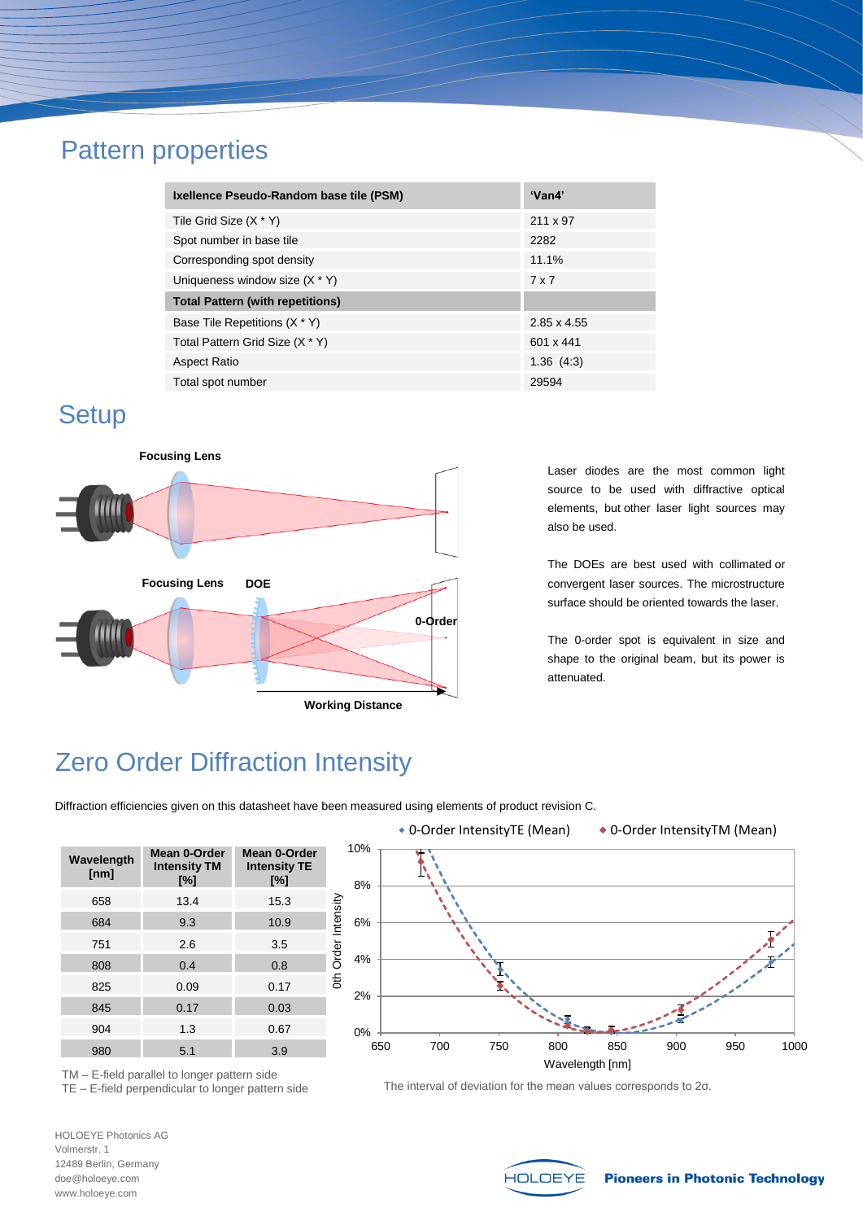## Pattern properties

| Ixellence Pseudo-Random base tile (PSM) | 'Van4' |
|---|---|
| Tile Grid Size (X * Y) | 211 x 97 |
| Spot number in base tile | 2282 |
| Corresponding spot density | 11.1% |
| Uniqueness window size (X * Y) | 7 x 7 |
| **Total Pattern (with repetitions)** | |
| Base Tile Repetitions (X * Y) | 2.85 x 4.55 |
| Total Pattern Grid Size (X * Y) | 601 x 441 |
| Aspect Ratio | 1.36 (4:3) |
| Total spot number | 29594 |

## Setup

Focusing Lens

Focusing Lens

DOE

0-Order

Working Distance

Laser diodes are the most common light source to be used with diffractive optical elements, but other laser light sources may also be used.

The DOEs are best used with collimated or convergent laser sources. The microstructure surface should be oriented towards the laser.

The 0-order spot is equivalent in size and shape to the original beam, but its power is attenuated.

## Zero Order Diffraction Intensity

Diffraction efficiencies given on this datasheet have been measured using elements of product revision C.

| Wavelength [nm] | Mean 0-Order Intensity TM [%] | Mean 0-Order Intensity TE [%] |
|---|---|---|
| 658 | 13.4 | 15.3 |
| 684 | 9.3 | 10.9 |
| 751 | 2.6 | 3.5 |
| 808 | 0.4 | 0.8 |
| 825 | 0.09 | 0.17 |
| 845 | 0.17 | 0.03 |
| 904 | 1.3 | 0.67 |
| 980 | 5.1 | 3.9 |

TM – E-field parallel to longer pattern side
TE – E-field perpendicular to longer pattern side

0-Order IntensityTE (Mean)
0-Order IntensityTM (Mean)

10%
8%
6%
4%
2%
0%

0th Order Intensity

650
700
750
800
850
900
950
1000

Wavelength [nm]

The interval of deviation for the mean values corresponds to 2σ.

HOLOEYE Photonics AG
Volmerstr. 1
12489 Berlin, Germany
doe@holoeye.com
www.holoeye.com

HOLOEYE Pioneers in Photonic Technology